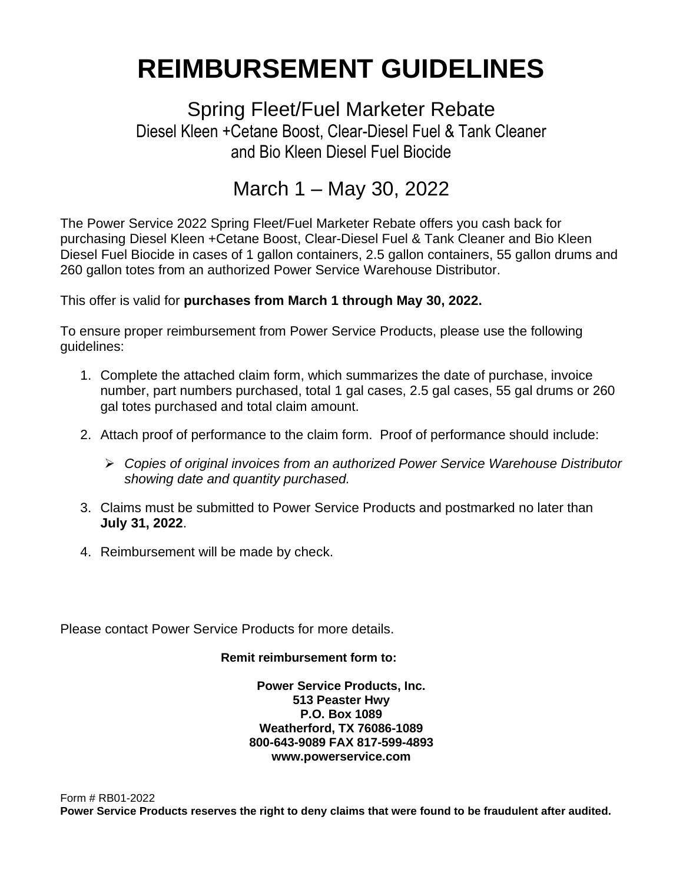# REIMBURSEMENT GUIDELINES

## Spring Fleet/Fuel Marketer Rebate

### Diesel Kleen +Cetane Boost, Clear-Diesel Fuel & Tank Cleaner and Bio Kleen Diesel Fuel Biocide

## March 1 – May 30, 2022

The Power Service 2022 Spring Fleet/Fuel Marketer Rebate offers you cash back for purchasing Diesel Kleen +Cetane Boost, Clear-Diesel Fuel & Tank Cleaner and Bio Kleen Diesel Fuel Biocide in cases of 1 gallon containers, 2.5 gallon containers, 55 gallon drums and 260 gallon totes from an authorized Power Service Warehouse Distributor.

This offer is valid for **purchases from March 1 through May 30, 2022.**

To ensure proper reimbursement from Power Service Products, please use the following guidelines:

1. Complete the attached claim form, which summarizes the date of purchase, invoice number, part numbers purchased, total 1 gal cases, 2.5 gal cases, 55 gal drums or 260 gal totes purchased and total claim amount.
2. Attach proof of performance to the claim form. Proof of performance should include:
   - *Copies of original invoices from an authorized Power Service Warehouse Distributor showing date and quantity purchased.*
3. Claims must be submitted to Power Service Products and postmarked no later than **July 31, 2022**.
4. Reimbursement will be made by check.

Please contact Power Service Products for more details.

**Remit reimbursement form to:**

**Power Service Products, Inc.**
**513 Peaster Hwy**
**P.O. Box 1089**
**Weatherford, TX 76086-1089**
**800-643-9089 FAX 817-599-4893**
**www.powerservice.com**

Form # RB01-2022
**Power Service Products reserves the right to deny claims that were found to be fraudulent after audited.**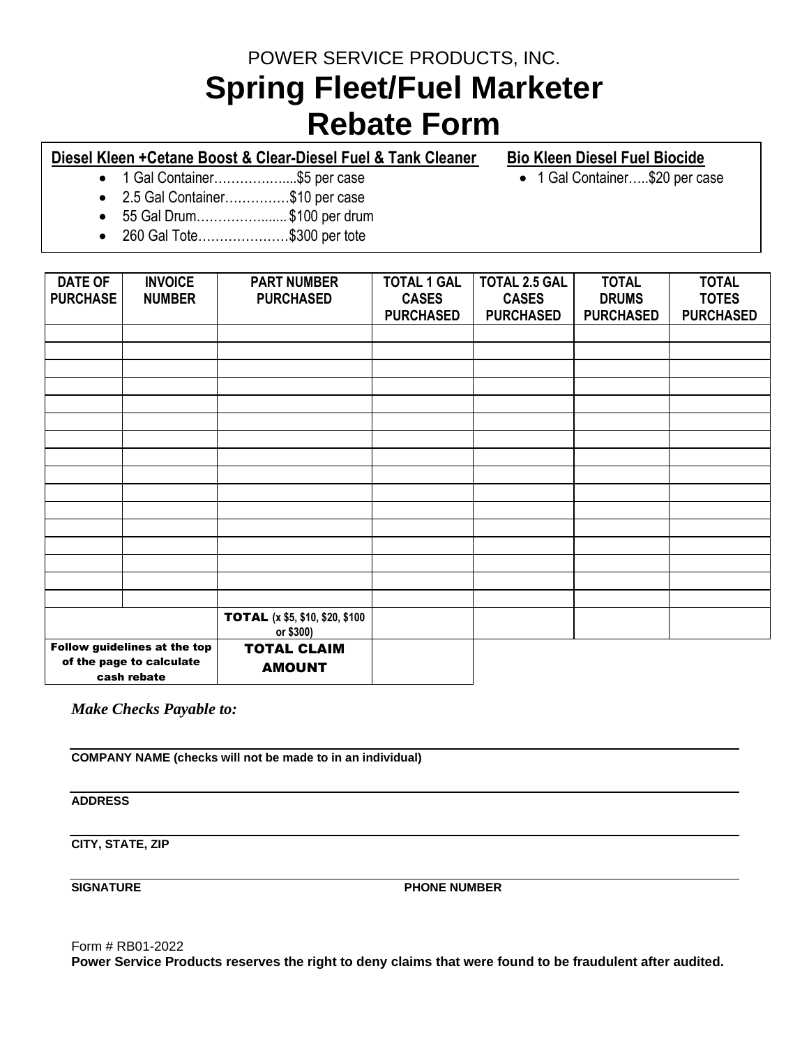POWER SERVICE PRODUCTS, INC.

# Spring Fleet/Fuel Marketer Rebate Form

**Diesel Kleen +Cetane Boost & Clear-Diesel Fuel & Tank Cleaner**

- 1 Gal Container……….……....$5 per case
- 2.5 Gal Container……………$10 per case
- 55 Gal Drum……………....... $100 per drum
- 260 Gal Tote…………………$300 per tote

**Bio Kleen Diesel Fuel Biocide**

- 1 Gal Container…..$20 per case

| DATE OF PURCHASE | INVOICE NUMBER | PART NUMBER PURCHASED | TOTAL 1 GAL CASES PURCHASED | TOTAL 2.5 GAL CASES PURCHASED | TOTAL DRUMS PURCHASED | TOTAL TOTES PURCHASED |
|---|---|---|---|---|---|---|
| | | | | | | |
| | | | | | | |
| | | | | | | |
| | | | | | | |
| | | | | | | |
| | | | | | | |
| | | | | | | |
| | | | | | | |
| | | | | | | |
| | | | | | | |
| | | | | | | |
| | | | | | | |
| | | | | | | |
| | | | | | | |
| | | | | | | |
| | | | | | | |
| | | **TOTAL** (x $5, $10, $20, $100 or $300) | | | | |
| Follow guidelines at the top of the page to calculate cash rebate | | **TOTAL CLAIM AMOUNT** | | | | |

*Make Checks Payable to:*

**COMPANY NAME (checks will not be made to in an individual)**

**ADDRESS**

**CITY, STATE, ZIP**

**SIGNATURE** **PHONE NUMBER**

Form # RB01-2022

**Power Service Products reserves the right to deny claims that were found to be fraudulent after audited.**